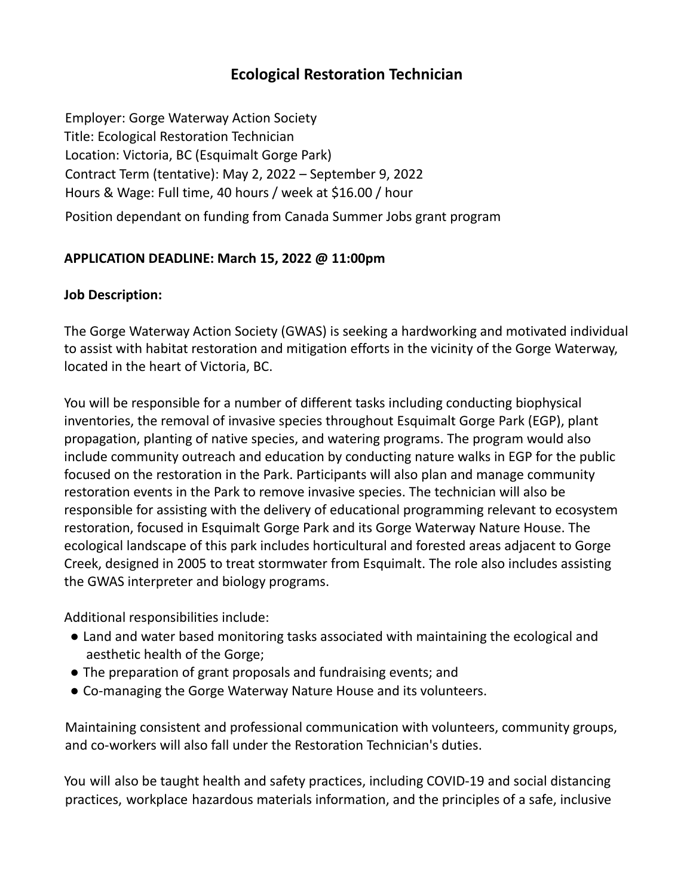# Ecological Restoration Technician

Employer: Gorge Waterway Action Society
Title: Ecological Restoration Technician
Location: Victoria, BC (Esquimalt Gorge Park)
Contract Term (tentative): May 2, 2022 – September 9, 2022
Hours & Wage: Full time, 40 hours / week at $16.00 / hour
Position dependant on funding from Canada Summer Jobs grant program

**APPLICATION DEADLINE: March 15, 2022 @ 11:00pm**

**Job Description:**

The Gorge Waterway Action Society (GWAS) is seeking a hardworking and motivated individual to assist with habitat restoration and mitigation efforts in the vicinity of the Gorge Waterway, located in the heart of Victoria, BC.

You will be responsible for a number of different tasks including conducting biophysical inventories, the removal of invasive species throughout Esquimalt Gorge Park (EGP), plant propagation, planting of native species, and watering programs. The program would also include community outreach and education by conducting nature walks in EGP for the public focused on the restoration in the Park. Participants will also plan and manage community restoration events in the Park to remove invasive species. The technician will also be responsible for assisting with the delivery of educational programming relevant to ecosystem restoration, focused in Esquimalt Gorge Park and its Gorge Waterway Nature House. The ecological landscape of this park includes horticultural and forested areas adjacent to Gorge Creek, designed in 2005 to treat stormwater from Esquimalt. The role also includes assisting the GWAS interpreter and biology programs.

Additional responsibilities include:

- Land and water based monitoring tasks associated with maintaining the ecological and aesthetic health of the Gorge;
- The preparation of grant proposals and fundraising events; and
- Co-managing the Gorge Waterway Nature House and its volunteers.

Maintaining consistent and professional communication with volunteers, community groups, and co-workers will also fall under the Restoration Technician's duties.

You will also be taught health and safety practices, including COVID-19 and social distancing practices, workplace hazardous materials information, and the principles of a safe, inclusive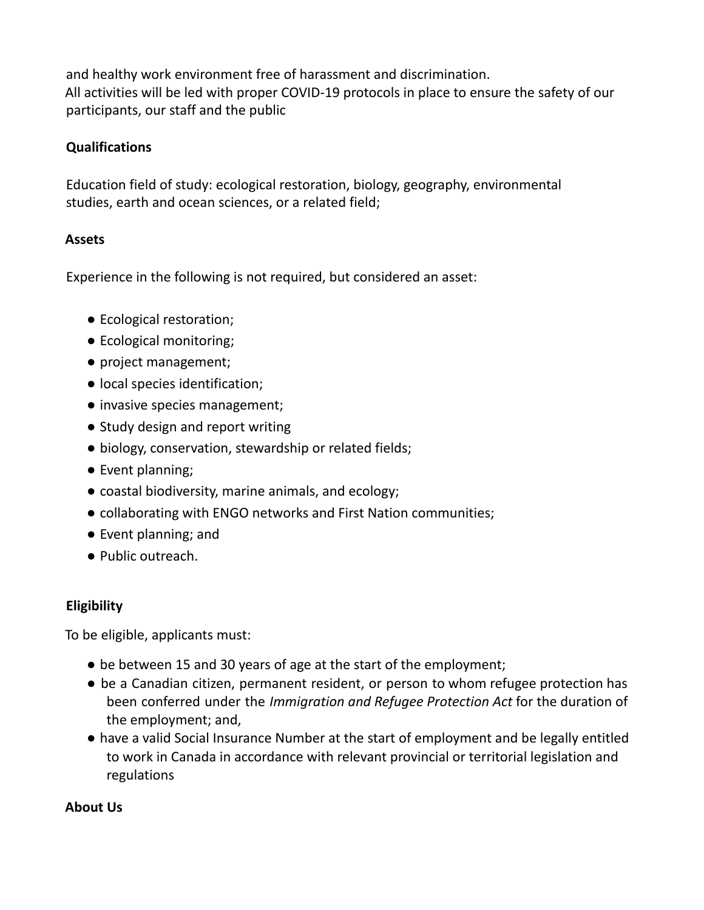and healthy work environment free of harassment and discrimination.
All activities will be led with proper COVID-19 protocols in place to ensure the safety of our participants, our staff and the public

**Qualifications**

Education field of study: ecological restoration, biology, geography, environmental studies, earth and ocean sciences, or a related field;

**Assets**

Experience in the following is not required, but considered an asset:

- Ecological restoration;
- Ecological monitoring;
- project management;
- local species identification;
- invasive species management;
- Study design and report writing
- biology, conservation, stewardship or related fields;
- Event planning;
- coastal biodiversity, marine animals, and ecology;
- collaborating with ENGO networks and First Nation communities;
- Event planning; and
- Public outreach.

**Eligibility**

To be eligible, applicants must:

- be between 15 and 30 years of age at the start of the employment;
- be a Canadian citizen, permanent resident, or person to whom refugee protection has been conferred under the *Immigration and Refugee Protection Act* for the duration of the employment; and,
- have a valid Social Insurance Number at the start of employment and be legally entitled to work in Canada in accordance with relevant provincial or territorial legislation and regulations

**About Us**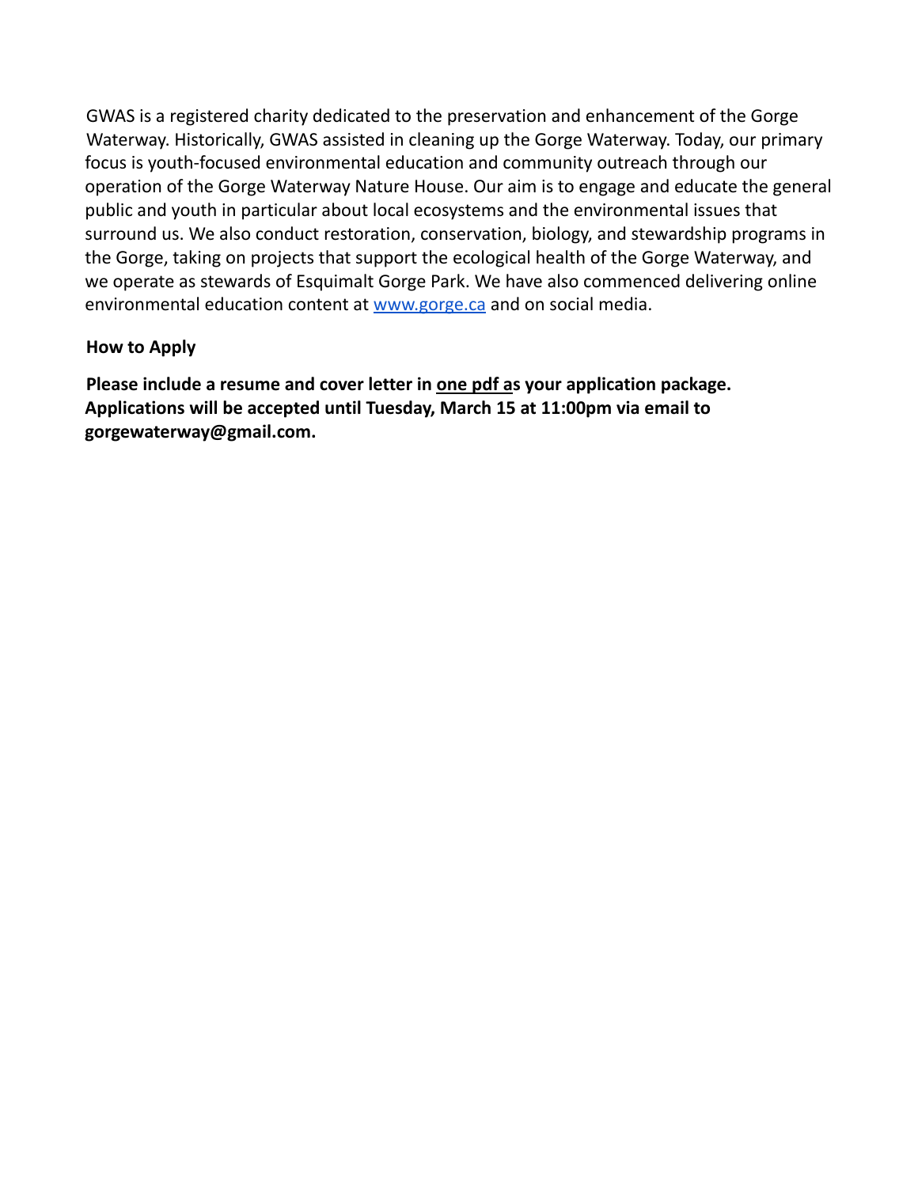GWAS is a registered charity dedicated to the preservation and enhancement of the Gorge Waterway. Historically, GWAS assisted in cleaning up the Gorge Waterway. Today, our primary focus is youth-focused environmental education and community outreach through our operation of the Gorge Waterway Nature House. Our aim is to engage and educate the general public and youth in particular about local ecosystems and the environmental issues that surround us. We also conduct restoration, conservation, biology, and stewardship programs in the Gorge, taking on projects that support the ecological health of the Gorge Waterway, and we operate as stewards of Esquimalt Gorge Park. We have also commenced delivering online environmental education content at [www.gorge.ca](http://www.gorge.ca) and on social media.

**How to Apply**

**Please include a resume and cover letter in one pdf as your application package. Applications will be accepted until Tuesday, March 15 at 11:00pm via email to gorgewaterway@gmail.com.**